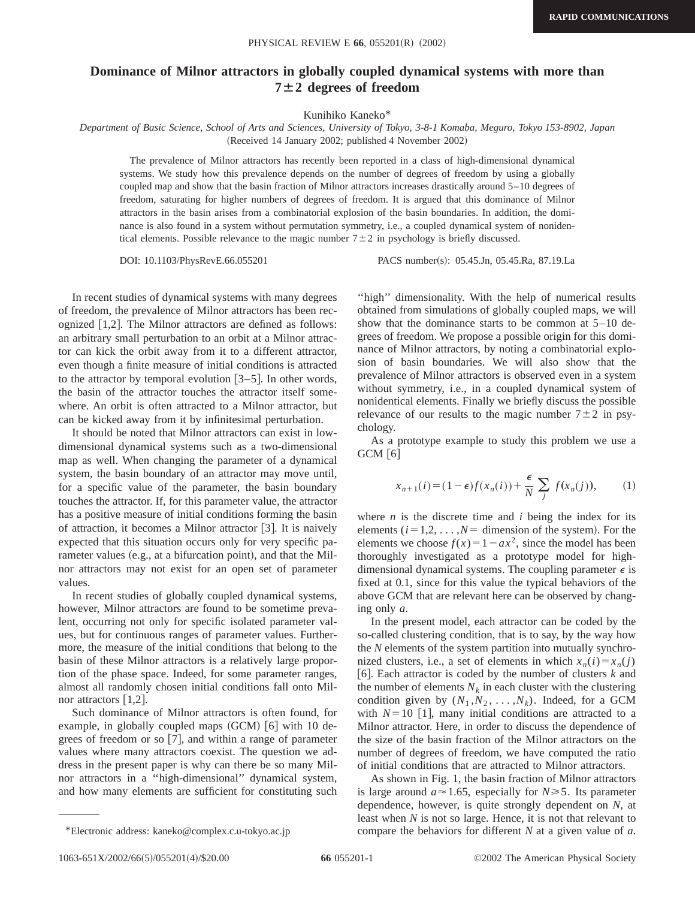# Dominance of Milnor attractors in globally coupled dynamical systems with more than $7\pm2$ degrees of freedom

Kunihiko Kaneko*

*Department of Basic Science, School of Arts and Sciences, University of Tokyo, 3-8-1 Komaba, Meguro, Tokyo 153-8902, Japan*

(Received 14 January 2002; published 4 November 2002)

The prevalence of Milnor attractors has recently been reported in a class of high-dimensional dynamical systems. We study how this prevalence depends on the number of degrees of freedom by using a globally coupled map and show that the basin fraction of Milnor attractors increases drastically around 5–10 degrees of freedom, saturating for higher numbers of degrees of freedom. It is argued that this dominance of Milnor attractors in the basin arises from a combinatorial explosion of the basin boundaries. In addition, the dominance is also found in a system without permutation symmetry, i.e., a coupled dynamical system of nonidentical elements. Possible relevance to the magic number $7\pm2$ in psychology is briefly discussed.

DOI: 10.1103/PhysRevE.66.055201 PACS number(s): 05.45.Jn, 05.45.Ra, 87.19.La

In recent studies of dynamical systems with many degrees of freedom, the prevalence of Milnor attractors has been recognized [1,2]. The Milnor attractors are defined as follows: an arbitrary small perturbation to an orbit at a Milnor attractor can kick the orbit away from it to a different attractor, even though a finite measure of initial conditions is attracted to the attractor by temporal evolution [3–5]. In other words, the basin of the attractor touches the attractor itself somewhere. An orbit is often attracted to a Milnor attractor, but can be kicked away from it by infinitesimal perturbation.

It should be noted that Milnor attractors can exist in low-dimensional dynamical systems such as a two-dimensional map as well. When changing the parameter of a dynamical system, the basin boundary of an attractor may move until, for a specific value of the parameter, the basin boundary touches the attractor. If, for this parameter value, the attractor has a positive measure of initial conditions forming the basin of attraction, it becomes a Milnor attractor [3]. It is naively expected that this situation occurs only for very specific parameter values (e.g., at a bifurcation point), and that the Milnor attractors may not exist for an open set of parameter values.

In recent studies of globally coupled dynamical systems, however, Milnor attractors are found to be sometime prevalent, occurring not only for specific isolated parameter values, but for continuous ranges of parameter values. Furthermore, the measure of the initial conditions that belong to the basin of these Milnor attractors is a relatively large proportion of the phase space. Indeed, for some parameter ranges, almost all randomly chosen initial conditions fall onto Milnor attractors [1,2].

Such dominance of Milnor attractors is often found, for example, in globally coupled maps (GCM) [6] with 10 degrees of freedom or so [7], and within a range of parameter values where many attractors coexist. The question we address in the present paper is why can there be so many Milnor attractors in a "high-dimensional" dynamical system, and how many elements are sufficient for constituting such "high" dimensionality. With the help of numerical results obtained from simulations of globally coupled maps, we will show that the dominance starts to be common at 5–10 degrees of freedom. We propose a possible origin for this dominance of Milnor attractors, by noting a combinatorial explosion of basin boundaries. We will also show that the prevalence of Milnor attractors is observed even in a system without symmetry, i.e., in a coupled dynamical system of nonidentical elements. Finally we briefly discuss the possible relevance of our results to the magic number $7\pm2$ in psychology.

As a prototype example to study this problem we use a GCM [6]

$$x_{n+1}(i)=(1-\epsilon)f(x_n(i))+\frac{\epsilon}{N}\sum_j f(x_n(j)), \qquad (1)$$

where $n$ is the discrete time and $i$ being the index for its elements ($i=1,2,\ldots,N=$ dimension of the system). For the elements we choose $f(x)=1-ax^2$, since the model has been thoroughly investigated as a prototype model for high-dimensional dynamical systems. The coupling parameter $\epsilon$ is fixed at 0.1, since for this value the typical behaviors of the above GCM that are relevant here can be observed by changing only $a$.

In the present model, each attractor can be coded by the so-called clustering condition, that is to say, by the way how the $N$ elements of the system partition into mutually synchronized clusters, i.e., a set of elements in which $x_n(i)=x_n(j)$ [6]. Each attractor is coded by the number of clusters $k$ and the number of elements $N_k$ in each cluster with the clustering condition given by $(N_1,N_2,\ldots,N_k)$. Indeed, for a GCM with $N=10$ [1], many initial conditions are attracted to a Milnor attractor. Here, in order to discuss the dependence of the size of the basin fraction of the Milnor attractors on the number of degrees of freedom, we have computed the ratio of initial conditions that are attracted to Milnor attractors.

As shown in Fig. 1, the basin fraction of Milnor attractors is large around $a\approx1.65$, especially for $N\geq5$. Its parameter dependence, however, is quite strongly dependent on $N$, at least when $N$ is not so large. Hence, it is not that relevant to compare the behaviors for different $N$ at a given value of $a$.

*Electronic address: kaneko@complex.c.u-tokyo.ac.jp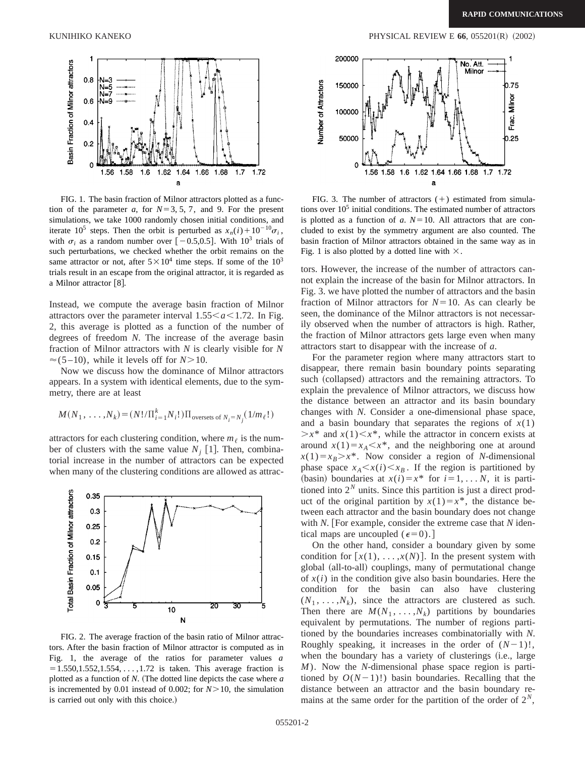FIG. 1. The basin fraction of Milnor attractors plotted as a function of the parameter $a$, for $N=3, 5, 7$, and 9. For the present simulations, we take 1000 randomly chosen initial conditions, and iterate $10^5$ steps. Then the orbit is perturbed as $x_n(i)+10^{-10}\sigma_i$, with $\sigma_i$ as a random number over $[-0.5,0.5]$. With $10^3$ trials of such perturbations, we checked whether the orbit remains on the same attractor or not, after $5\times10^4$ time steps. If some of the $10^3$ trials result in an escape from the original attractor, it is regarded as a Milnor attractor [8].

Instead, we compute the average basin fraction of Milnor attractors over the parameter interval $1.55<a<1.72$. In Fig. 2, this average is plotted as a function of the number of degrees of freedom $N$. The increase of the average basin fraction of Milnor attractors with $N$ is clearly visible for $N \approx (5-10)$, while it levels off for $N>10$.

Now we discuss how the dominance of Milnor attractors appears. In a system with identical elements, due to the symmetry, there are at least

$$M(N_1,\ldots,N_k)=(N!/\Pi_{i=1}^{k}N_i!)\Pi_{\text{oversets of } N_i=N_j}(1/m_\ell!)$$

attractors for each clustering condition, where $m_\ell$ is the number of clusters with the same value $N_j$ [1]. Then, combinatorial increase in the number of attractors can be expected when many of the clustering conditions are allowed as attractors. However, the increase of the number of attractors cannot explain the increase of the basin for Milnor attractors. In Fig. 3. we have plotted the number of attractors and the basin fraction of Milnor attractors for $N=10$. As can clearly be seen, the dominance of the Milnor attractors is not necessarily observed when the number of attractors is high. Rather, the fraction of Milnor attractors gets large even when many attractors start to disappear with the increase of $a$.

FIG. 2. The average fraction of the basin ratio of Milnor attractors. After the basin fraction of Milnor attractor is computed as in Fig. 1, the average of the ratios for parameter values $a=1.550, 1.552, 1.554, \ldots, 1.72$ is taken. This average fraction is plotted as a function of $N$. (The dotted line depicts the case where $a$ is incremented by 0.01 instead of 0.002; for $N>10$, the simulation is carried out only with this choice.)

FIG. 3. The number of attractors (+) estimated from simulations over $10^5$ initial conditions. The estimated number of attractors is plotted as a function of $a$. $N=10$. All attractors that are concluded to exist by the symmetry argument are also counted. The basin fraction of Milnor attractors obtained in the same way as in Fig. 1 is also plotted by a dotted line with $\times$.

For the parameter region where many attractors start to disappear, there remain basin boundary points separating such (collapsed) attractors and the remaining attractors. To explain the prevalence of Milnor attractors, we discuss how the distance between an attractor and its basin boundary changes with $N$. Consider a one-dimensional phase space, and a basin boundary that separates the regions of $x(1)>x^*$ and $x(1)<x^*$, while the attractor in concern exists at around $x(1)=x_A<x^*$, and the neighboring one at around $x(1)=x_B>x^*$. Now consider a region of $N$-dimensional phase space $x_A<x(i)<x_B$. If the region is partitioned by (basin) boundaries at $x(i)=x^*$ for $i=1,\ldots N$, it is partitioned into $2^N$ units. Since this partition is just a direct product of the original partition by $x(1)=x^*$, the distance between each attractor and the basin boundary does not change with $N$. [For example, consider the extreme case that $N$ identical maps are uncoupled ($\epsilon=0$).]

On the other hand, consider a boundary given by some condition for $[x(1),\ldots,x(N)]$. In the present system with global (all-to-all) couplings, many of permutational change of $x(i)$ in the condition give also basin boundaries. Here the condition for the basin can also have clustering $(N_1,\ldots,N_k)$, since the attractors are clustered as such. Then there are $M(N_1,\ldots,N_k)$ partitions by boundaries equivalent by permutations. The number of regions partitioned by the boundaries increases combinatorially with $N$. Roughly speaking, it increases in the order of $(N-1)!$, when the boundary has a variety of clusterings (i.e., large $M$). Now the $N$-dimensional phase space region is partitioned by $O(N-1)!$) basin boundaries. Recalling that the distance between an attractor and the basin boundary remains at the same order for the partition of the order of $2^N$,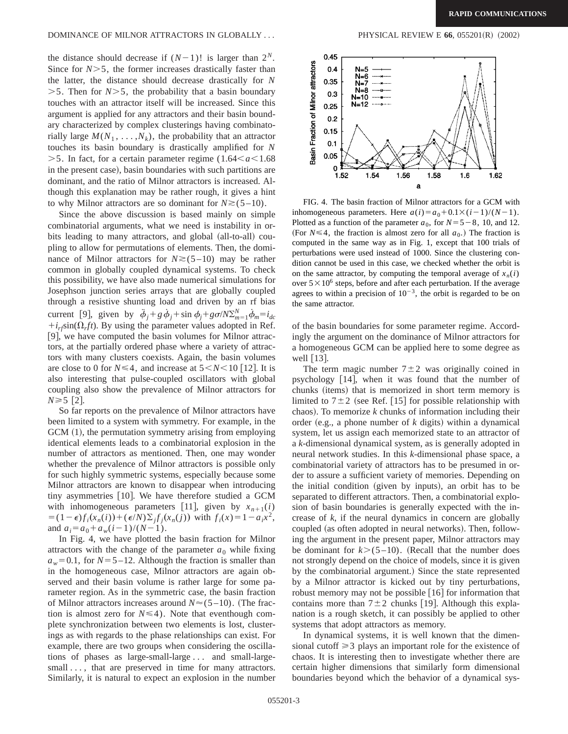the distance should decrease if $(N-1)!$ is larger than $2^N$. Since for $N>5$, the former increases drastically faster than the latter, the distance should decrease drastically for $N>5$. Then for $N>5$, the probability that a basin boundary touches with an attractor itself will be increased. Since this argument is applied for any attractors and their basin boundary characterized by complex clusterings having combinatorially large $M(N_1,\ldots,N_k)$, the probability that an attractor touches its basin boundary is drastically amplified for $N>5$. In fact, for a certain parameter regime ($1.64<a<1.68$ in the present case), basin boundaries with such partitions are dominant, and the ratio of Milnor attractors is increased. Although this explanation may be rather rough, it gives a hint to why Milnor attractors are so dominant for $N\gtrsim(5\text{–}10)$.

Since the above discussion is based mainly on simple combinatorial arguments, what we need is instability in orbits leading to many attractors, and global (all-to-all) coupling to allow for permutations of elements. Then, the dominance of Milnor attractors for $N\gtrsim(5\text{–}10)$ may be rather common in globally coupled dynamical systems. To check this possibility, we have also made numerical simulations for Josephson junction series arrays that are globally coupled through a resistive shunting load and driven by an rf bias current [9], given by $\ddot{\phi}_j+g\dot{\phi}_j+\sin\phi_j+g\sigma/N\Sigma_{m=1}^N\dot{\phi}_m=i_{dc}+i_{rf}\sin(\Omega_r ft)$. By using the parameter values adopted in Ref. [9], we have computed the basin volumes for Milnor attractors, at the partially ordered phase where a variety of attractors with many clusters coexists. Again, the basin volumes are close to 0 for $N\leq 4$, and increase at $5<N<10$ [12]. It is also interesting that pulse-coupled oscillators with global coupling also show the prevalence of Milnor attractors for $N\geq 5$ [2].

So far reports on the prevalence of Milnor attractors have been limited to a system with symmetry. For example, in the GCM (1), the permutation symmetry arising from employing identical elements leads to a combinatorial explosion in the number of attractors as mentioned. Then, one may wonder whether the prevalence of Milnor attractors is possible only for such highly symmetric systems, especially because some Milnor attractors are known to disappear when introducing tiny asymmetries [10]. We have therefore studied a GCM with inhomogeneous parameters [11], given by $x_{n+1}(i)=(1-\epsilon)f_i(x_n(i))+(\epsilon/N)\Sigma_j f_j(x_n(j))$ with $f_i(x)=1-a_i x^2$, and $a_i=a_0+a_w(i-1)/(N-1)$.

In Fig. 4, we have plotted the basin fraction for Milnor attractors with the change of the parameter $a_0$ while fixing $a_w=0.1$, for $N=5\text{–}12$. Although the fraction is smaller than in the homogeneous case, Milnor attractors are again observed and their basin volume is rather large for some parameter region. As in the symmetric case, the basin fraction of Milnor attractors increases around $N\approx(5\text{–}10)$. (The fraction is almost zero for $N\leq 4$). Note that eventhough complete synchronization between two elements is lost, clusterings as with regards to the phase relationships can exist. For example, there are two groups when considering the oscillations of phases as large-small-large ... and small-large-small ..., that are preserved in time for many attractors. Similarly, it is natural to expect an explosion in the number of the basin boundaries for some parameter regime. Accordingly the argument on the dominance of Milnor attractors for a homogeneous GCM can be applied here to some degree as well [13].

FIG. 4. The basin fraction of Milnor attractors for a GCM with inhomogeneous parameters. Here $a(i)=a_0+0.1\times(i-1)/(N-1)$. Plotted as a function of the parameter $a_0$, for $N=5-8$, 10, and 12. (For $N\leq 4$, the fraction is almost zero for all $a_0$.) The fraction is computed in the same way as in Fig. 1, except that 100 trials of perturbations were used instead of 1000. Since the clustering condition cannot be used in this case, we checked whether the orbit is on the same attractor, by computing the temporal average of $x_n(i)$ over $5\times10^6$ steps, before and after each perturbation. If the average agrees to within a precision of $10^{-3}$, the orbit is regarded to be on the same attractor.

The term magic number $7\pm2$ was originally coined in psychology [14], when it was found that the number of chunks (items) that is memorized in short term memory is limited to $7\pm2$ (see Ref. [15] for possible relationship with chaos). To memorize $k$ chunks of information including their order (e.g., a phone number of $k$ digits) within a dynamical system, let us assign each memorized state to an attractor of a $k$-dimensional dynamical system, as is generally adopted in neural network studies. In this $k$-dimensional phase space, a combinatorial variety of attractors has to be presumed in order to assure a sufficient variety of memories. Depending on the initial condition (given by inputs), an orbit has to be separated to different attractors. Then, a combinatorial explosion of basin boundaries is generally expected with the increase of $k$, if the neural dynamics in concern are globally coupled (as often adopted in neural networks). Then, following the argument in the present paper, Milnor attractors may be dominant for $k>(5\text{–}10)$. (Recall that the number does not strongly depend on the choice of models, since it is given by the combinatorial argument.) Since the state represented by a Milnor attractor is kicked out by tiny perturbations, robust memory may not be possible [16] for information that contains more than $7\pm2$ chunks [19]. Although this explanation is a rough sketch, it can possibly be applied to other systems that adopt attractors as memory.

In dynamical systems, it is well known that the dimensional cutoff $\geq 3$ plays an important role for the existence of chaos. It is interesting then to investigate whether there are certain higher dimensions that similarly form dimensional boundaries beyond which the behavior of a dynamical sys-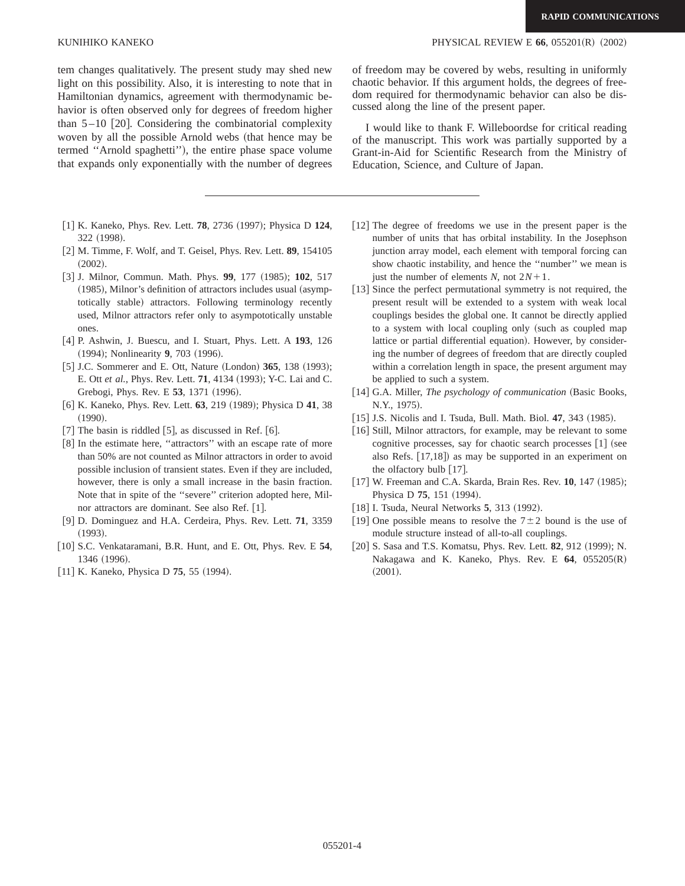tem changes qualitatively. The present study may shed new light on this possibility. Also, it is interesting to note that in Hamiltonian dynamics, agreement with thermodynamic behavior is often observed only for degrees of freedom higher than 5–10 [20]. Considering the combinatorial complexity woven by all the possible Arnold webs (that hence may be termed "Arnold spaghetti"), the entire phase space volume that expands only exponentially with the number of degrees of freedom may be covered by webs, resulting in uniformly chaotic behavior. If this argument holds, the degrees of freedom required for thermodynamic behavior can also be discussed along the line of the present paper.

I would like to thank F. Willeboordse for critical reading of the manuscript. This work was partially supported by a Grant-in-Aid for Scientific Research from the Ministry of Education, Science, and Culture of Japan.

---

[1] K. Kaneko, Phys. Rev. Lett. **78**, 2736 (1997); Physica D **124**, 322 (1998).

[2] M. Timme, F. Wolf, and T. Geisel, Phys. Rev. Lett. **89**, 154105 (2002).

[3] J. Milnor, Commun. Math. Phys. **99**, 177 (1985); **102**, 517 (1985), Milnor's definition of attractors includes usual (asymptotically stable) attractors. Following terminology recently used, Milnor attractors refer only to asympototically unstable ones.

[4] P. Ashwin, J. Buescu, and I. Stuart, Phys. Lett. A **193**, 126 (1994); Nonlinearity **9**, 703 (1996).

[5] J.C. Sommerer and E. Ott, Nature (London) **365**, 138 (1993); E. Ott *et al.*, Phys. Rev. Lett. **71**, 4134 (1993); Y-C. Lai and C. Grebogi, Phys. Rev. E **53**, 1371 (1996).

[6] K. Kaneko, Phys. Rev. Lett. **63**, 219 (1989); Physica D **41**, 38 (1990).

[7] The basin is riddled [5], as discussed in Ref. [6].

[8] In the estimate here, "attractors" with an escape rate of more than 50% are not counted as Milnor attractors in order to avoid possible inclusion of transient states. Even if they are included, however, there is only a small increase in the basin fraction. Note that in spite of the "severe" criterion adopted here, Milnor attractors are dominant. See also Ref. [1].

[9] D. Dominguez and H.A. Cerdeira, Phys. Rev. Lett. **71**, 3359 (1993).

[10] S.C. Venkataramani, B.R. Hunt, and E. Ott, Phys. Rev. E **54**, 1346 (1996).

[11] K. Kaneko, Physica D **75**, 55 (1994).

[12] The degree of freedoms we use in the present paper is the number of units that has orbital instability. In the Josephson junction array model, each element with temporal forcing can show chaotic instability, and hence the "number" we mean is just the number of elements $N$, not $2N+1$.

[13] Since the perfect permutational symmetry is not required, the present result will be extended to a system with weak local couplings besides the global one. It cannot be directly applied to a system with local coupling only (such as coupled map lattice or partial differential equation). However, by considering the number of degrees of freedom that are directly coupled within a correlation length in space, the present argument may be applied to such a system.

[14] G.A. Miller, *The psychology of communication* (Basic Books, N.Y., 1975).

[15] J.S. Nicolis and I. Tsuda, Bull. Math. Biol. **47**, 343 (1985).

[16] Still, Milnor attractors, for example, may be relevant to some cognitive processes, say for chaotic search processes [1] (see also Refs. [17,18]) as may be supported in an experiment on the olfactory bulb [17].

[17] W. Freeman and C.A. Skarda, Brain Res. Rev. **10**, 147 (1985); Physica D **75**, 151 (1994).

[18] I. Tsuda, Neural Networks **5**, 313 (1992).

[19] One possible means to resolve the $7\pm2$ bound is the use of module structure instead of all-to-all couplings.

[20] S. Sasa and T.S. Komatsu, Phys. Rev. Lett. **82**, 912 (1999); N. Nakagawa and K. Kaneko, Phys. Rev. E **64**, 055205(R) (2001).